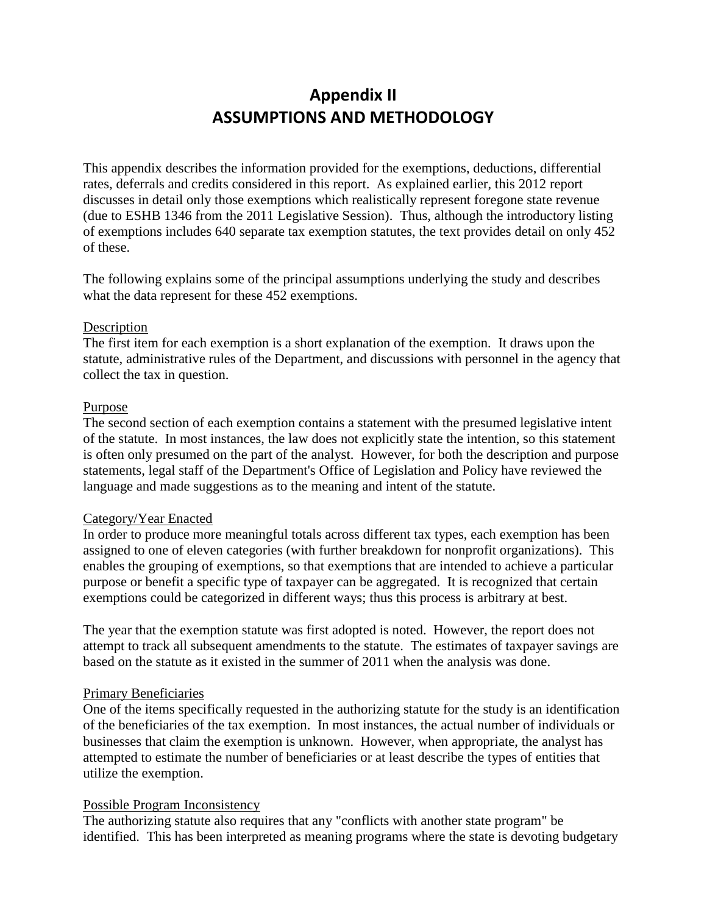# Appendix II
# ASSUMPTIONS AND METHODOLOGY

This appendix describes the information provided for the exemptions, deductions, differential rates, deferrals and credits considered in this report. As explained earlier, this 2012 report discusses in detail only those exemptions which realistically represent foregone state revenue (due to ESHB 1346 from the 2011 Legislative Session). Thus, although the introductory listing of exemptions includes 640 separate tax exemption statutes, the text provides detail on only 452 of these.

The following explains some of the principal assumptions underlying the study and describes what the data represent for these 452 exemptions.

<u>Description</u>
The first item for each exemption is a short explanation of the exemption. It draws upon the statute, administrative rules of the Department, and discussions with personnel in the agency that collect the tax in question.

<u>Purpose</u>
The second section of each exemption contains a statement with the presumed legislative intent of the statute. In most instances, the law does not explicitly state the intention, so this statement is often only presumed on the part of the analyst. However, for both the description and purpose statements, legal staff of the Department's Office of Legislation and Policy have reviewed the language and made suggestions as to the meaning and intent of the statute.

<u>Category/Year Enacted</u>
In order to produce more meaningful totals across different tax types, each exemption has been assigned to one of eleven categories (with further breakdown for nonprofit organizations). This enables the grouping of exemptions, so that exemptions that are intended to achieve a particular purpose or benefit a specific type of taxpayer can be aggregated. It is recognized that certain exemptions could be categorized in different ways; thus this process is arbitrary at best.

The year that the exemption statute was first adopted is noted. However, the report does not attempt to track all subsequent amendments to the statute. The estimates of taxpayer savings are based on the statute as it existed in the summer of 2011 when the analysis was done.

<u>Primary Beneficiaries</u>
One of the items specifically requested in the authorizing statute for the study is an identification of the beneficiaries of the tax exemption. In most instances, the actual number of individuals or businesses that claim the exemption is unknown. However, when appropriate, the analyst has attempted to estimate the number of beneficiaries or at least describe the types of entities that utilize the exemption.

<u>Possible Program Inconsistency</u>
The authorizing statute also requires that any "conflicts with another state program" be identified. This has been interpreted as meaning programs where the state is devoting budgetary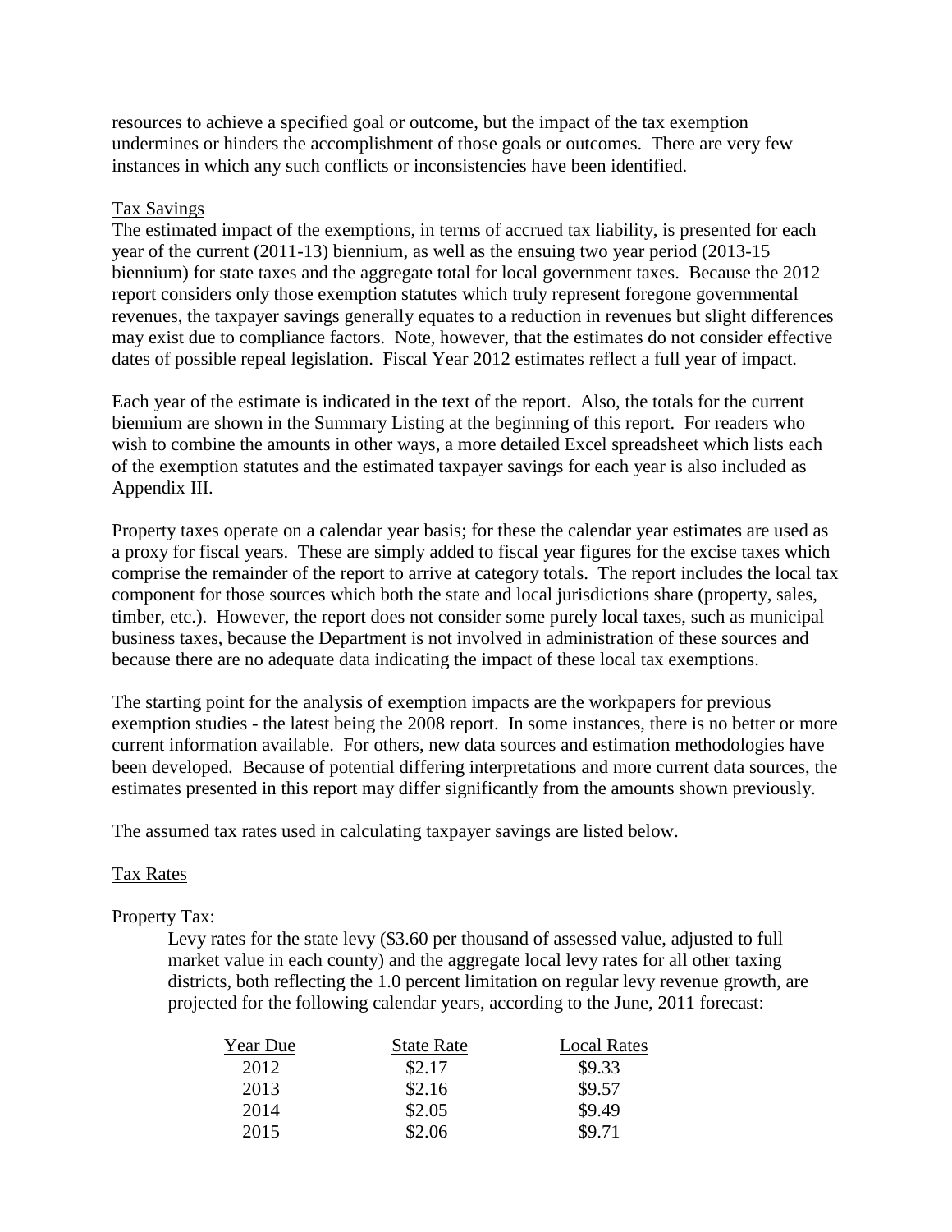resources to achieve a specified goal or outcome, but the impact of the tax exemption undermines or hinders the accomplishment of those goals or outcomes. There are very few instances in which any such conflicts or inconsistencies have been identified.

Tax Savings

The estimated impact of the exemptions, in terms of accrued tax liability, is presented for each year of the current (2011-13) biennium, as well as the ensuing two year period (2013-15 biennium) for state taxes and the aggregate total for local government taxes. Because the 2012 report considers only those exemption statutes which truly represent foregone governmental revenues, the taxpayer savings generally equates to a reduction in revenues but slight differences may exist due to compliance factors. Note, however, that the estimates do not consider effective dates of possible repeal legislation. Fiscal Year 2012 estimates reflect a full year of impact.

Each year of the estimate is indicated in the text of the report. Also, the totals for the current biennium are shown in the Summary Listing at the beginning of this report. For readers who wish to combine the amounts in other ways, a more detailed Excel spreadsheet which lists each of the exemption statutes and the estimated taxpayer savings for each year is also included as Appendix III.

Property taxes operate on a calendar year basis; for these the calendar year estimates are used as a proxy for fiscal years. These are simply added to fiscal year figures for the excise taxes which comprise the remainder of the report to arrive at category totals. The report includes the local tax component for those sources which both the state and local jurisdictions share (property, sales, timber, etc.). However, the report does not consider some purely local taxes, such as municipal business taxes, because the Department is not involved in administration of these sources and because there are no adequate data indicating the impact of these local tax exemptions.

The starting point for the analysis of exemption impacts are the workpapers for previous exemption studies - the latest being the 2008 report. In some instances, there is no better or more current information available. For others, new data sources and estimation methodologies have been developed. Because of potential differing interpretations and more current data sources, the estimates presented in this report may differ significantly from the amounts shown previously.

The assumed tax rates used in calculating taxpayer savings are listed below.

Tax Rates

Property Tax:

Levy rates for the state levy ($3.60 per thousand of assessed value, adjusted to full market value in each county) and the aggregate local levy rates for all other taxing districts, both reflecting the 1.0 percent limitation on regular levy revenue growth, are projected for the following calendar years, according to the June, 2011 forecast:

| Year Due | State Rate | Local Rates |
|---|---|---|
| 2012 | $2.17 | $9.33 |
| 2013 | $2.16 | $9.57 |
| 2014 | $2.05 | $9.49 |
| 2015 | $2.06 | $9.71 |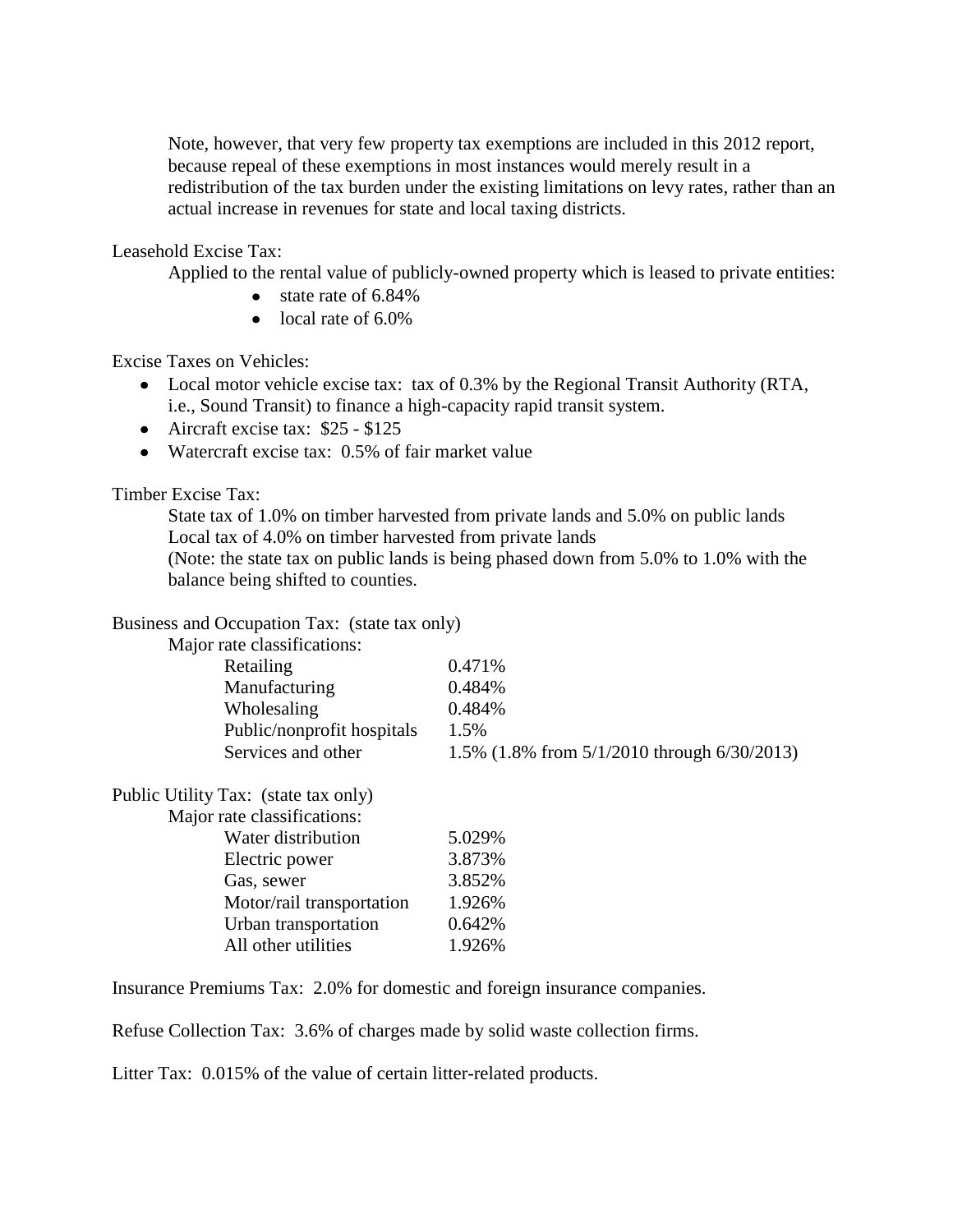Note, however, that very few property tax exemptions are included in this 2012 report, because repeal of these exemptions in most instances would merely result in a redistribution of the tax burden under the existing limitations on levy rates, rather than an actual increase in revenues for state and local taxing districts.

Leasehold Excise Tax:

Applied to the rental value of publicly-owned property which is leased to private entities:

- state rate of 6.84%
- local rate of 6.0%

Excise Taxes on Vehicles:

- Local motor vehicle excise tax: tax of 0.3% by the Regional Transit Authority (RTA, i.e., Sound Transit) to finance a high-capacity rapid transit system.
- Aircraft excise tax: $25 - $125
- Watercraft excise tax: 0.5% of fair market value

Timber Excise Tax:

State tax of 1.0% on timber harvested from private lands and 5.0% on public lands
Local tax of 4.0% on timber harvested from private lands
(Note: the state tax on public lands is being phased down from 5.0% to 1.0% with the balance being shifted to counties.

Business and Occupation Tax: (state tax only)

Major rate classifications:

| | |
|---|---|
| Retailing | 0.471% |
| Manufacturing | 0.484% |
| Wholesaling | 0.484% |
| Public/nonprofit hospitals | 1.5% |
| Services and other | 1.5% (1.8% from 5/1/2010 through 6/30/2013) |

Public Utility Tax: (state tax only)

Major rate classifications:

| | |
|---|---|
| Water distribution | 5.029% |
| Electric power | 3.873% |
| Gas, sewer | 3.852% |
| Motor/rail transportation | 1.926% |
| Urban transportation | 0.642% |
| All other utilities | 1.926% |

Insurance Premiums Tax: 2.0% for domestic and foreign insurance companies.

Refuse Collection Tax: 3.6% of charges made by solid waste collection firms.

Litter Tax: 0.015% of the value of certain litter-related products.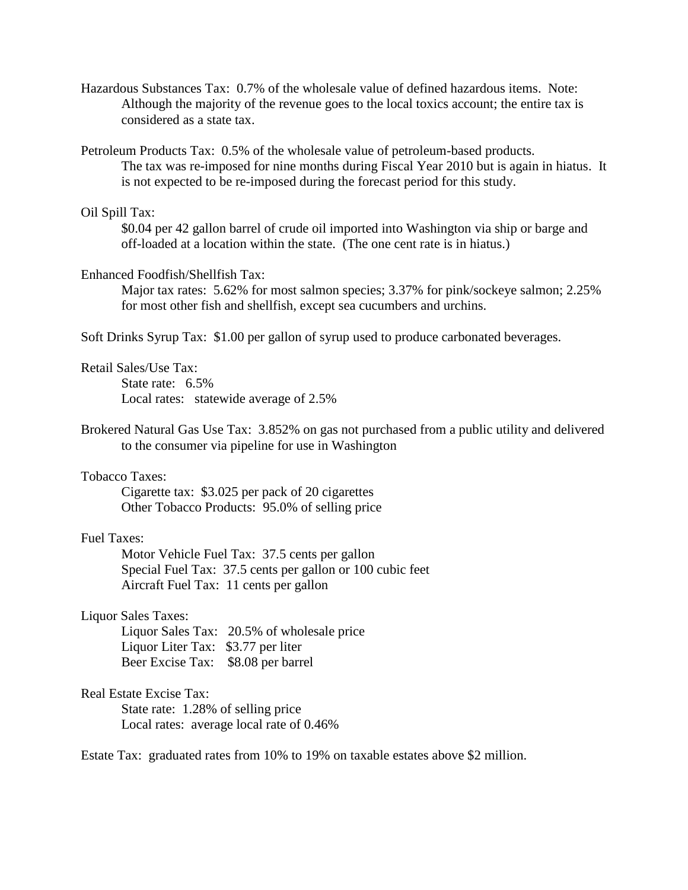Hazardous Substances Tax: 0.7% of the wholesale value of defined hazardous items. Note: Although the majority of the revenue goes to the local toxics account; the entire tax is considered as a state tax.

Petroleum Products Tax: 0.5% of the wholesale value of petroleum-based products. The tax was re-imposed for nine months during Fiscal Year 2010 but is again in hiatus. It is not expected to be re-imposed during the forecast period for this study.

Oil Spill Tax:
$0.04 per 42 gallon barrel of crude oil imported into Washington via ship or barge and off-loaded at a location within the state. (The one cent rate is in hiatus.)

Enhanced Foodfish/Shellfish Tax:
Major tax rates: 5.62% for most salmon species; 3.37% for pink/sockeye salmon; 2.25% for most other fish and shellfish, except sea cucumbers and urchins.

Soft Drinks Syrup Tax: $1.00 per gallon of syrup used to produce carbonated beverages.

Retail Sales/Use Tax:
State rate: 6.5%
Local rates: statewide average of 2.5%

Brokered Natural Gas Use Tax: 3.852% on gas not purchased from a public utility and delivered to the consumer via pipeline for use in Washington

Tobacco Taxes:
Cigarette tax: $3.025 per pack of 20 cigarettes
Other Tobacco Products: 95.0% of selling price

Fuel Taxes:
Motor Vehicle Fuel Tax: 37.5 cents per gallon
Special Fuel Tax: 37.5 cents per gallon or 100 cubic feet
Aircraft Fuel Tax: 11 cents per gallon

Liquor Sales Taxes:
Liquor Sales Tax: 20.5% of wholesale price
Liquor Liter Tax: $3.77 per liter
Beer Excise Tax: $8.08 per barrel

Real Estate Excise Tax:
State rate: 1.28% of selling price
Local rates: average local rate of 0.46%

Estate Tax: graduated rates from 10% to 19% on taxable estates above $2 million.